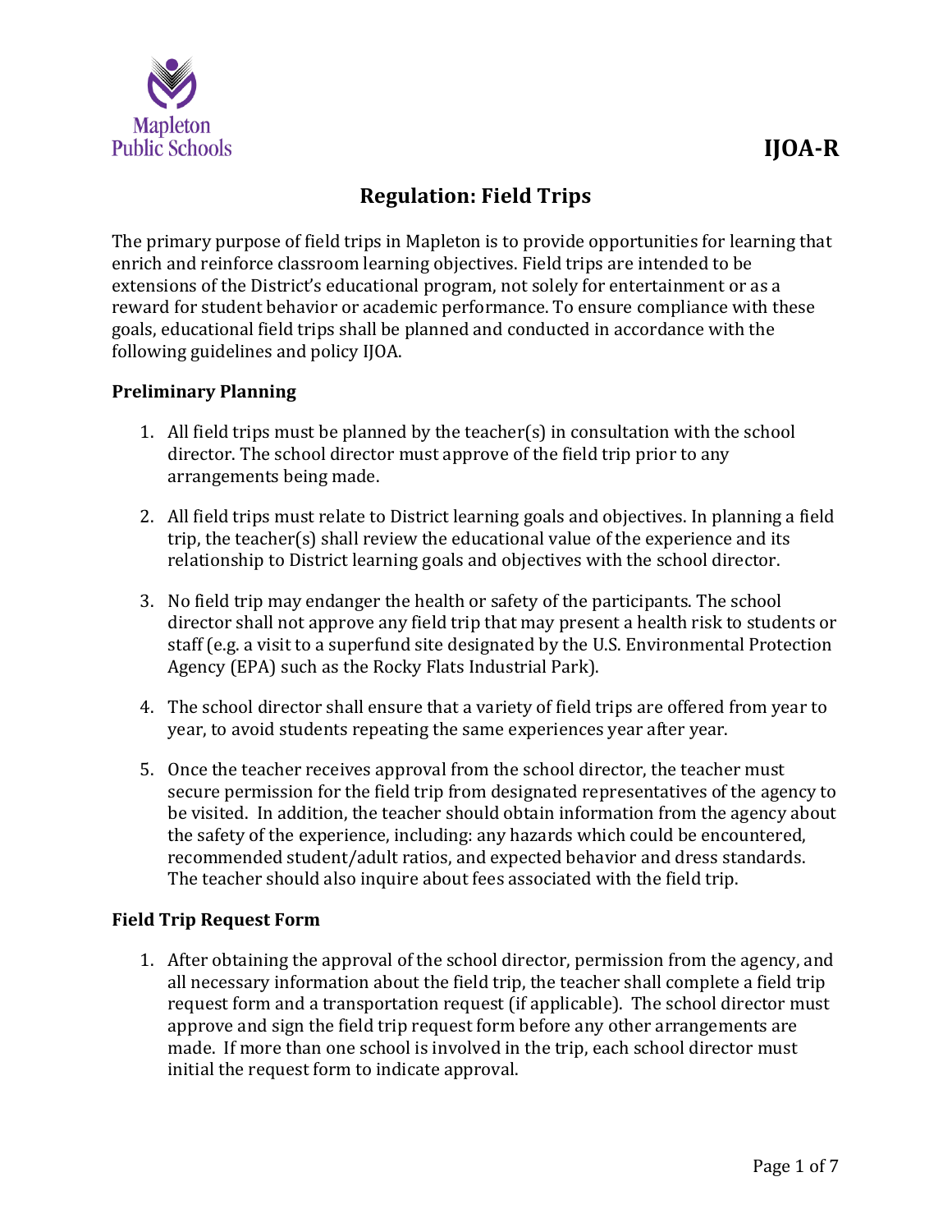Mapleton Public Schools

**IJOA-R**

# Regulation: Field Trips

The primary purpose of field trips in Mapleton is to provide opportunities for learning that enrich and reinforce classroom learning objectives. Field trips are intended to be extensions of the District's educational program, not solely for entertainment or as a reward for student behavior or academic performance. To ensure compliance with these goals, educational field trips shall be planned and conducted in accordance with the following guidelines and policy IJOA.

## Preliminary Planning

1. All field trips must be planned by the teacher(s) in consultation with the school director. The school director must approve of the field trip prior to any arrangements being made.

2. All field trips must relate to District learning goals and objectives. In planning a field trip, the teacher(s) shall review the educational value of the experience and its relationship to District learning goals and objectives with the school director.

3. No field trip may endanger the health or safety of the participants. The school director shall not approve any field trip that may present a health risk to students or staff (e.g. a visit to a superfund site designated by the U.S. Environmental Protection Agency (EPA) such as the Rocky Flats Industrial Park).

4. The school director shall ensure that a variety of field trips are offered from year to year, to avoid students repeating the same experiences year after year.

5. Once the teacher receives approval from the school director, the teacher must secure permission for the field trip from designated representatives of the agency to be visited. In addition, the teacher should obtain information from the agency about the safety of the experience, including: any hazards which could be encountered, recommended student/adult ratios, and expected behavior and dress standards. The teacher should also inquire about fees associated with the field trip.

## Field Trip Request Form

1. After obtaining the approval of the school director, permission from the agency, and all necessary information about the field trip, the teacher shall complete a field trip request form and a transportation request (if applicable). The school director must approve and sign the field trip request form before any other arrangements are made. If more than one school is involved in the trip, each school director must initial the request form to indicate approval.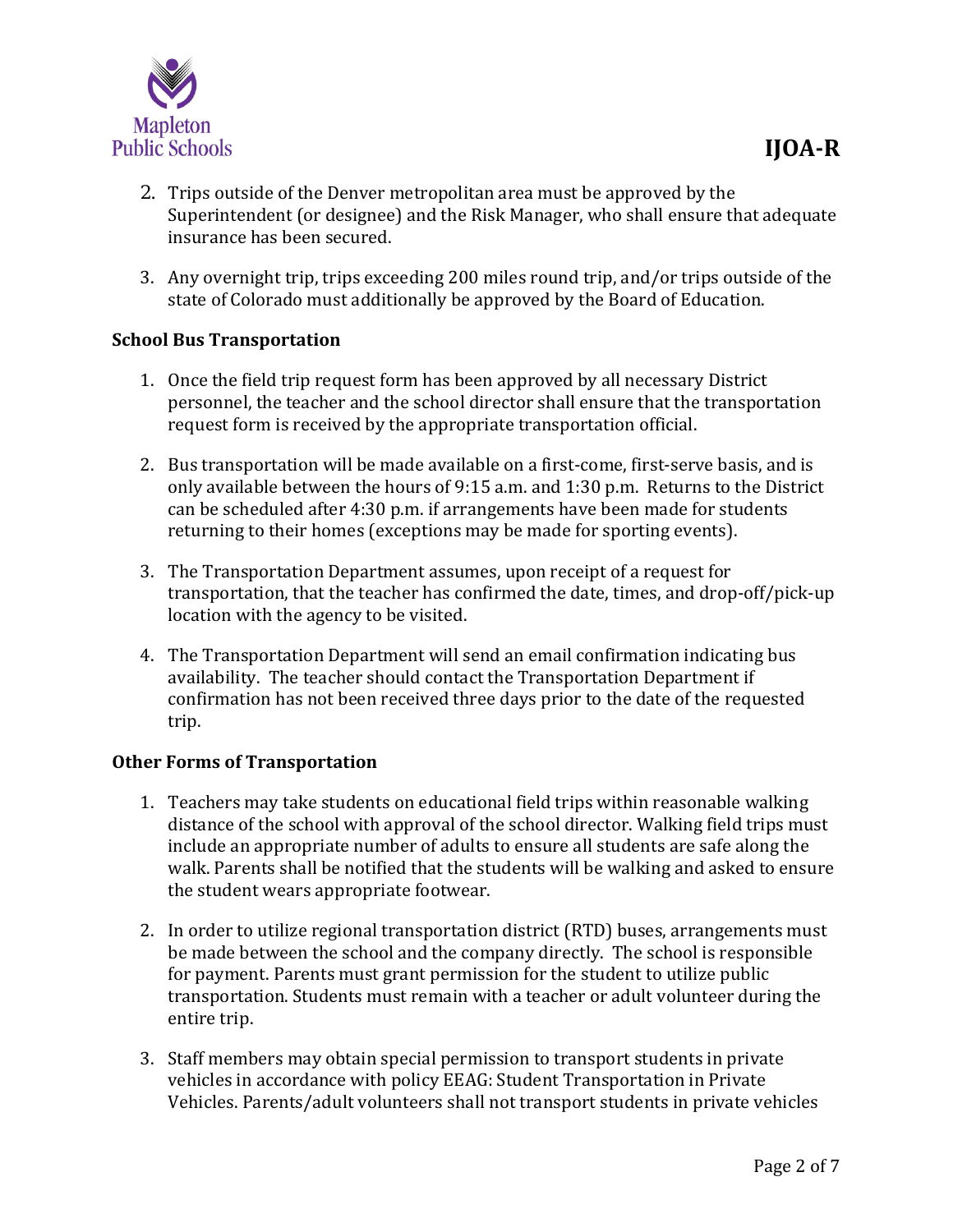2. Trips outside of the Denver metropolitan area must be approved by the Superintendent (or designee) and the Risk Manager, who shall ensure that adequate insurance has been secured.

3. Any overnight trip, trips exceeding 200 miles round trip, and/or trips outside of the state of Colorado must additionally be approved by the Board of Education.

**School Bus Transportation**

1. Once the field trip request form has been approved by all necessary District personnel, the teacher and the school director shall ensure that the transportation request form is received by the appropriate transportation official.

2. Bus transportation will be made available on a first-come, first-serve basis, and is only available between the hours of 9:15 a.m. and 1:30 p.m. Returns to the District can be scheduled after 4:30 p.m. if arrangements have been made for students returning to their homes (exceptions may be made for sporting events).

3. The Transportation Department assumes, upon receipt of a request for transportation, that the teacher has confirmed the date, times, and drop-off/pick-up location with the agency to be visited.

4. The Transportation Department will send an email confirmation indicating bus availability. The teacher should contact the Transportation Department if confirmation has not been received three days prior to the date of the requested trip.

**Other Forms of Transportation**

1. Teachers may take students on educational field trips within reasonable walking distance of the school with approval of the school director. Walking field trips must include an appropriate number of adults to ensure all students are safe along the walk. Parents shall be notified that the students will be walking and asked to ensure the student wears appropriate footwear.

2. In order to utilize regional transportation district (RTD) buses, arrangements must be made between the school and the company directly. The school is responsible for payment. Parents must grant permission for the student to utilize public transportation. Students must remain with a teacher or adult volunteer during the entire trip.

3. Staff members may obtain special permission to transport students in private vehicles in accordance with policy EEAG: Student Transportation in Private Vehicles. Parents/adult volunteers shall not transport students in private vehicles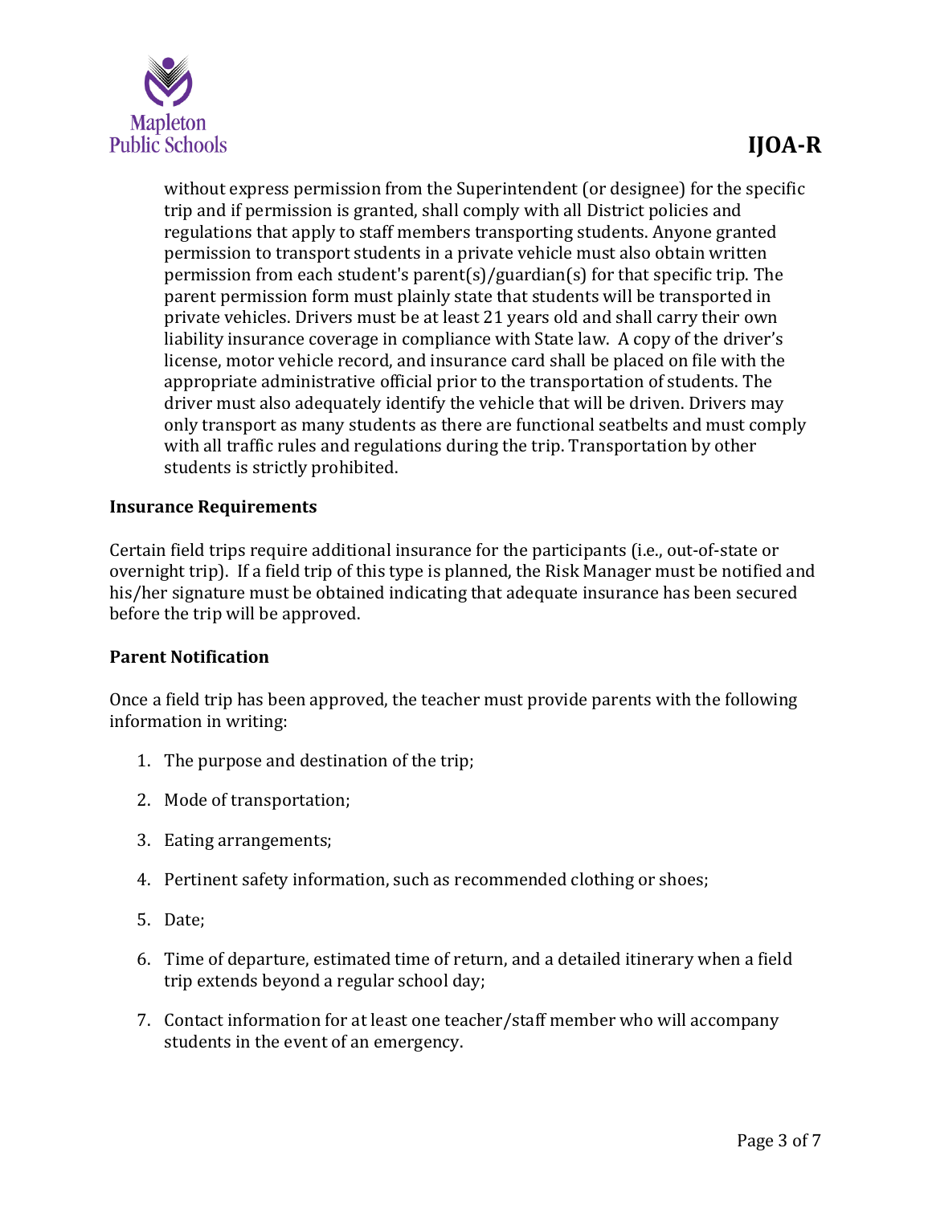without express permission from the Superintendent (or designee) for the specific trip and if permission is granted, shall comply with all District policies and regulations that apply to staff members transporting students. Anyone granted permission to transport students in a private vehicle must also obtain written permission from each student's parent(s)/guardian(s) for that specific trip. The parent permission form must plainly state that students will be transported in private vehicles. Drivers must be at least 21 years old and shall carry their own liability insurance coverage in compliance with State law. A copy of the driver's license, motor vehicle record, and insurance card shall be placed on file with the appropriate administrative official prior to the transportation of students. The driver must also adequately identify the vehicle that will be driven. Drivers may only transport as many students as there are functional seatbelts and must comply with all traffic rules and regulations during the trip. Transportation by other students is strictly prohibited.

**Insurance Requirements**

Certain field trips require additional insurance for the participants (i.e., out-of-state or overnight trip). If a field trip of this type is planned, the Risk Manager must be notified and his/her signature must be obtained indicating that adequate insurance has been secured before the trip will be approved.

**Parent Notification**

Once a field trip has been approved, the teacher must provide parents with the following information in writing:

1. The purpose and destination of the trip;
2. Mode of transportation;
3. Eating arrangements;
4. Pertinent safety information, such as recommended clothing or shoes;
5. Date;
6. Time of departure, estimated time of return, and a detailed itinerary when a field trip extends beyond a regular school day;
7. Contact information for at least one teacher/staff member who will accompany students in the event of an emergency.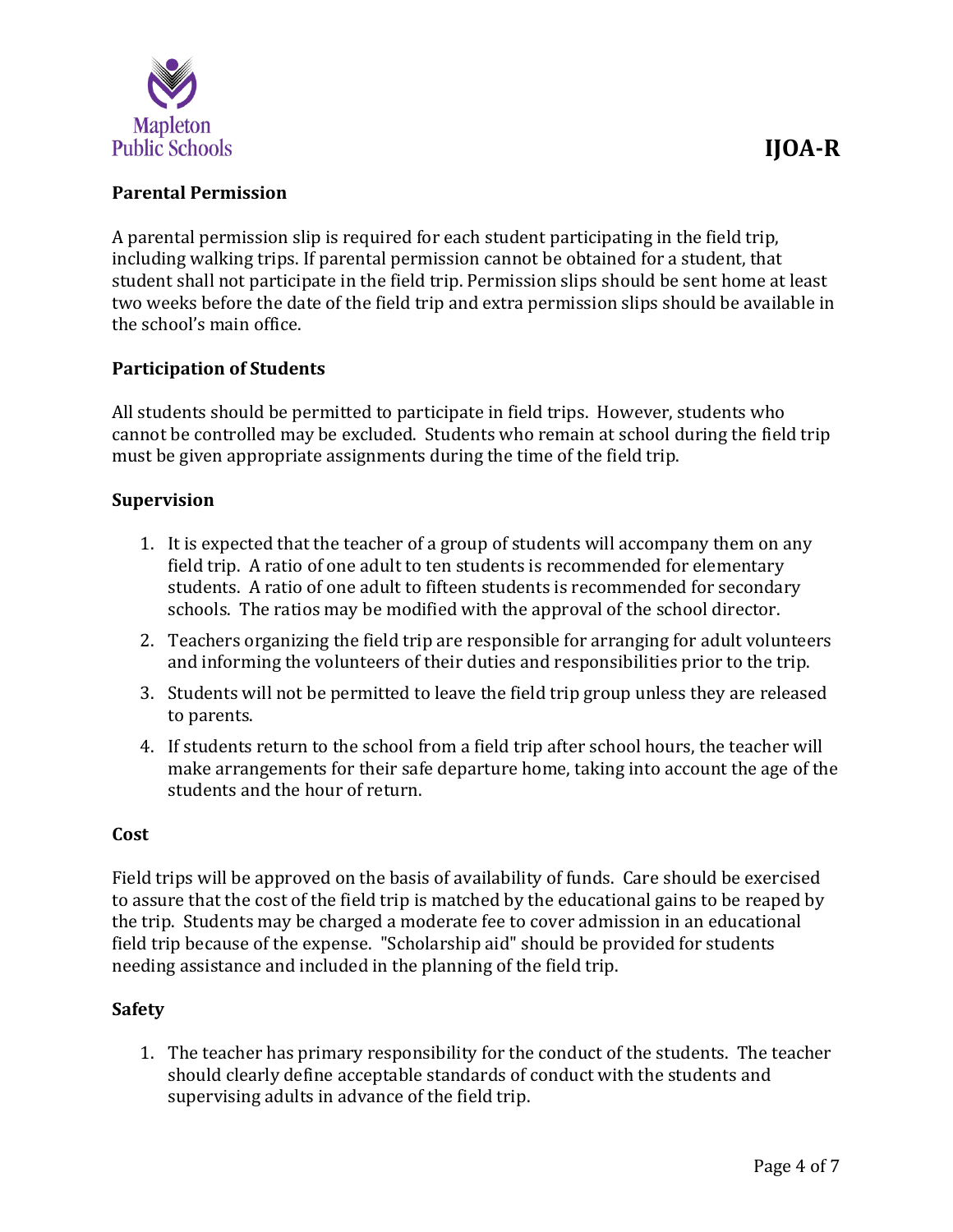**Parental Permission**

A parental permission slip is required for each student participating in the field trip, including walking trips. If parental permission cannot be obtained for a student, that student shall not participate in the field trip. Permission slips should be sent home at least two weeks before the date of the field trip and extra permission slips should be available in the school's main office.

**Participation of Students**

All students should be permitted to participate in field trips. However, students who cannot be controlled may be excluded. Students who remain at school during the field trip must be given appropriate assignments during the time of the field trip.

**Supervision**

1. It is expected that the teacher of a group of students will accompany them on any field trip. A ratio of one adult to ten students is recommended for elementary students. A ratio of one adult to fifteen students is recommended for secondary schools. The ratios may be modified with the approval of the school director.
2. Teachers organizing the field trip are responsible for arranging for adult volunteers and informing the volunteers of their duties and responsibilities prior to the trip.
3. Students will not be permitted to leave the field trip group unless they are released to parents.
4. If students return to the school from a field trip after school hours, the teacher will make arrangements for their safe departure home, taking into account the age of the students and the hour of return.

**Cost**

Field trips will be approved on the basis of availability of funds. Care should be exercised to assure that the cost of the field trip is matched by the educational gains to be reaped by the trip. Students may be charged a moderate fee to cover admission in an educational field trip because of the expense. "Scholarship aid" should be provided for students needing assistance and included in the planning of the field trip.

**Safety**

1. The teacher has primary responsibility for the conduct of the students. The teacher should clearly define acceptable standards of conduct with the students and supervising adults in advance of the field trip.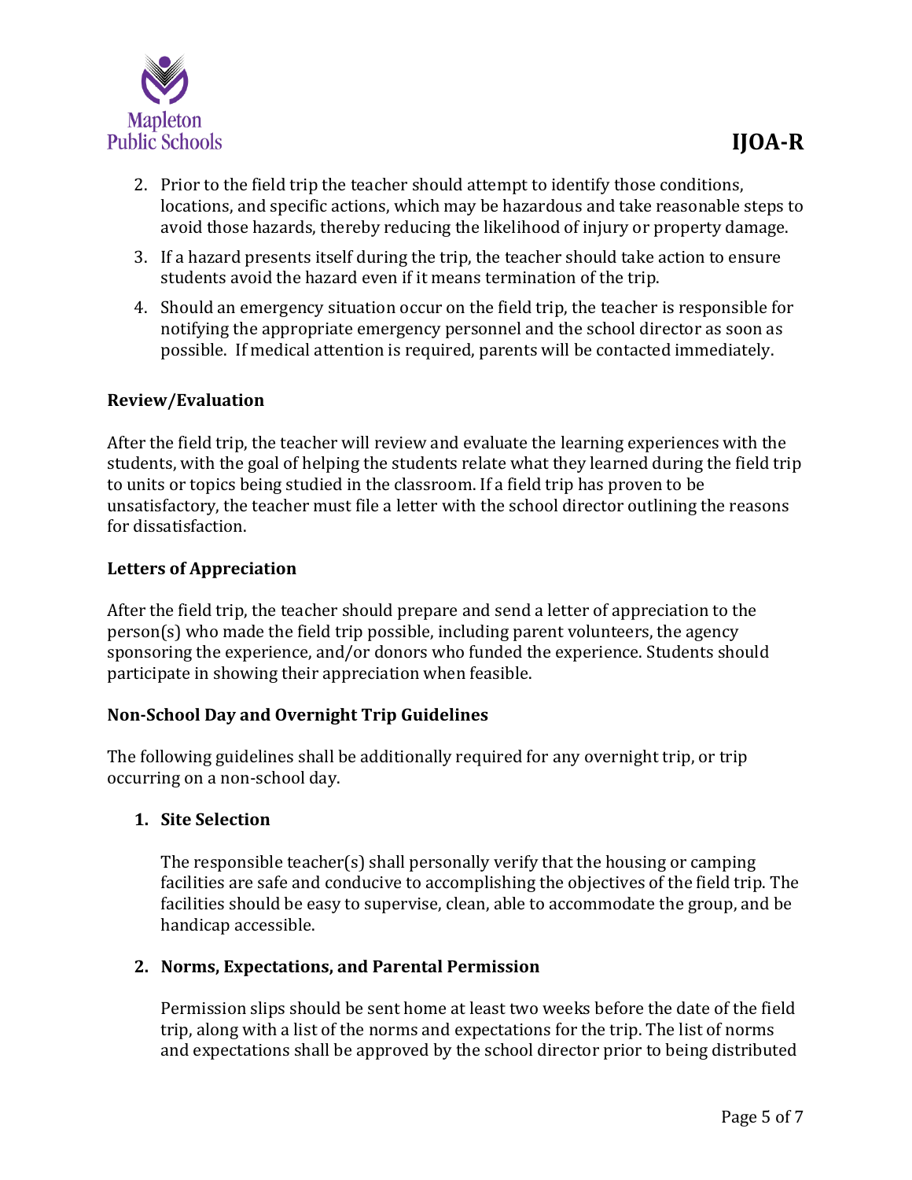2. Prior to the field trip the teacher should attempt to identify those conditions, locations, and specific actions, which may be hazardous and take reasonable steps to avoid those hazards, thereby reducing the likelihood of injury or property damage.
3. If a hazard presents itself during the trip, the teacher should take action to ensure students avoid the hazard even if it means termination of the trip.
4. Should an emergency situation occur on the field trip, the teacher is responsible for notifying the appropriate emergency personnel and the school director as soon as possible. If medical attention is required, parents will be contacted immediately.

**Review/Evaluation**

After the field trip, the teacher will review and evaluate the learning experiences with the students, with the goal of helping the students relate what they learned during the field trip to units or topics being studied in the classroom. If a field trip has proven to be unsatisfactory, the teacher must file a letter with the school director outlining the reasons for dissatisfaction.

**Letters of Appreciation**

After the field trip, the teacher should prepare and send a letter of appreciation to the person(s) who made the field trip possible, including parent volunteers, the agency sponsoring the experience, and/or donors who funded the experience. Students should participate in showing their appreciation when feasible.

**Non-School Day and Overnight Trip Guidelines**

The following guidelines shall be additionally required for any overnight trip, or trip occurring on a non-school day.

1. **Site Selection**

   The responsible teacher(s) shall personally verify that the housing or camping facilities are safe and conducive to accomplishing the objectives of the field trip. The facilities should be easy to supervise, clean, able to accommodate the group, and be handicap accessible.

2. **Norms, Expectations, and Parental Permission**

   Permission slips should be sent home at least two weeks before the date of the field trip, along with a list of the norms and expectations for the trip. The list of norms and expectations shall be approved by the school director prior to being distributed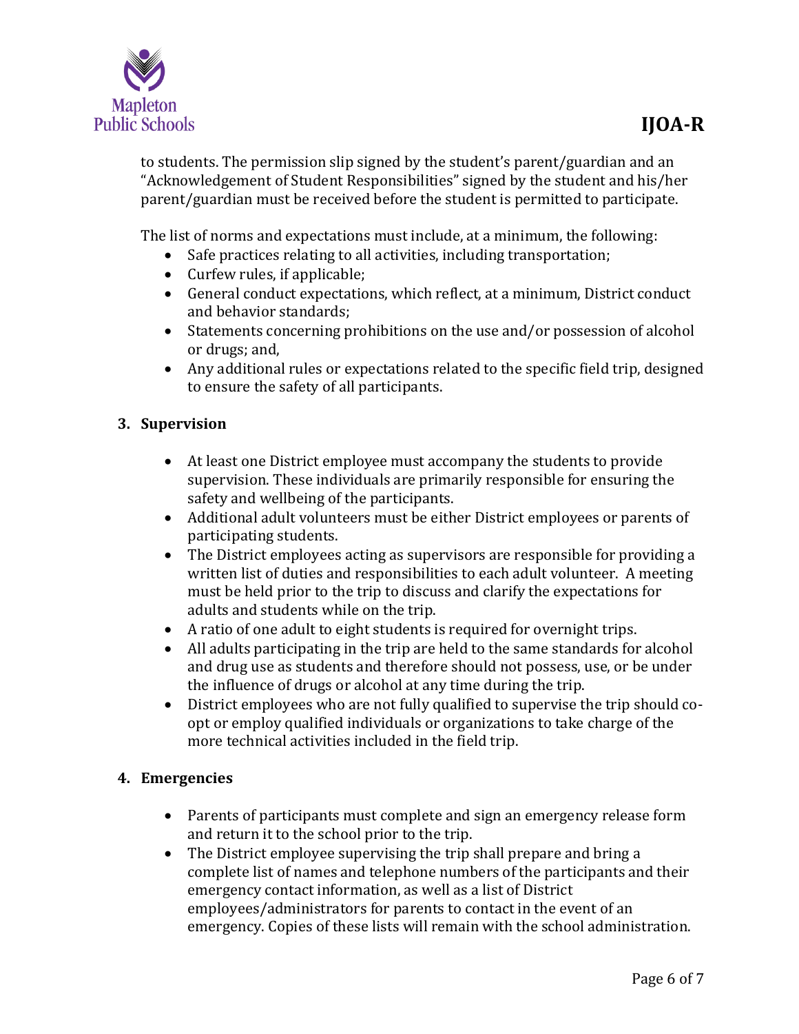to students. The permission slip signed by the student's parent/guardian and an "Acknowledgement of Student Responsibilities" signed by the student and his/her parent/guardian must be received before the student is permitted to participate.

The list of norms and expectations must include, at a minimum, the following:

- Safe practices relating to all activities, including transportation;
- Curfew rules, if applicable;
- General conduct expectations, which reflect, at a minimum, District conduct and behavior standards;
- Statements concerning prohibitions on the use and/or possession of alcohol or drugs; and,
- Any additional rules or expectations related to the specific field trip, designed to ensure the safety of all participants.

### 3. Supervision

- At least one District employee must accompany the students to provide supervision. These individuals are primarily responsible for ensuring the safety and wellbeing of the participants.
- Additional adult volunteers must be either District employees or parents of participating students.
- The District employees acting as supervisors are responsible for providing a written list of duties and responsibilities to each adult volunteer. A meeting must be held prior to the trip to discuss and clarify the expectations for adults and students while on the trip.
- A ratio of one adult to eight students is required for overnight trips.
- All adults participating in the trip are held to the same standards for alcohol and drug use as students and therefore should not possess, use, or be under the influence of drugs or alcohol at any time during the trip.
- District employees who are not fully qualified to supervise the trip should co-opt or employ qualified individuals or organizations to take charge of the more technical activities included in the field trip.

### 4. Emergencies

- Parents of participants must complete and sign an emergency release form and return it to the school prior to the trip.
- The District employee supervising the trip shall prepare and bring a complete list of names and telephone numbers of the participants and their emergency contact information, as well as a list of District employees/administrators for parents to contact in the event of an emergency. Copies of these lists will remain with the school administration.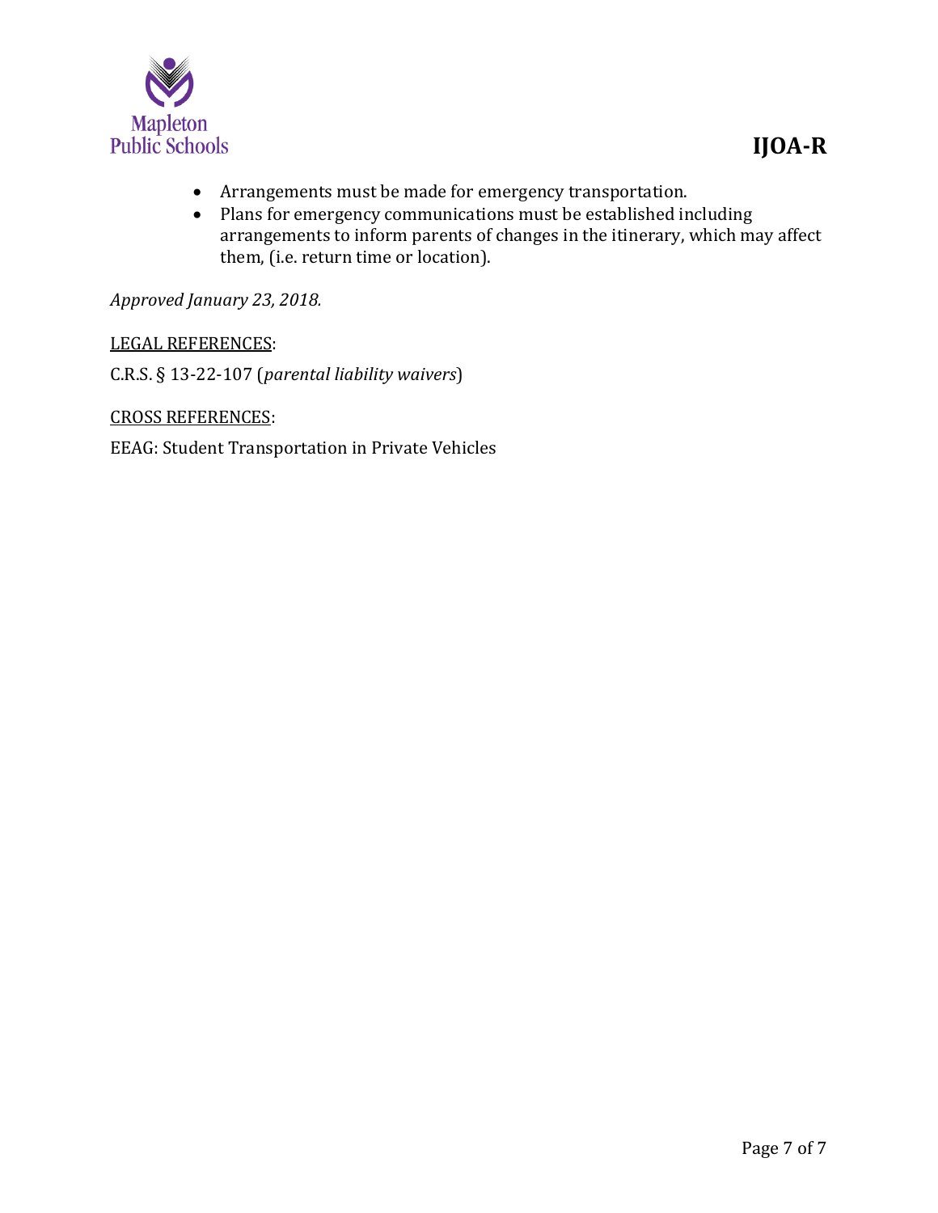- Arrangements must be made for emergency transportation.
- Plans for emergency communications must be established including arrangements to inform parents of changes in the itinerary, which may affect them, (i.e. return time or location).

*Approved January 23, 2018.*

<u>LEGAL REFERENCES</u>:

C.R.S. § 13-22-107 (*parental liability waivers*)

<u>CROSS REFERENCES</u>:

EEAG: Student Transportation in Private Vehicles